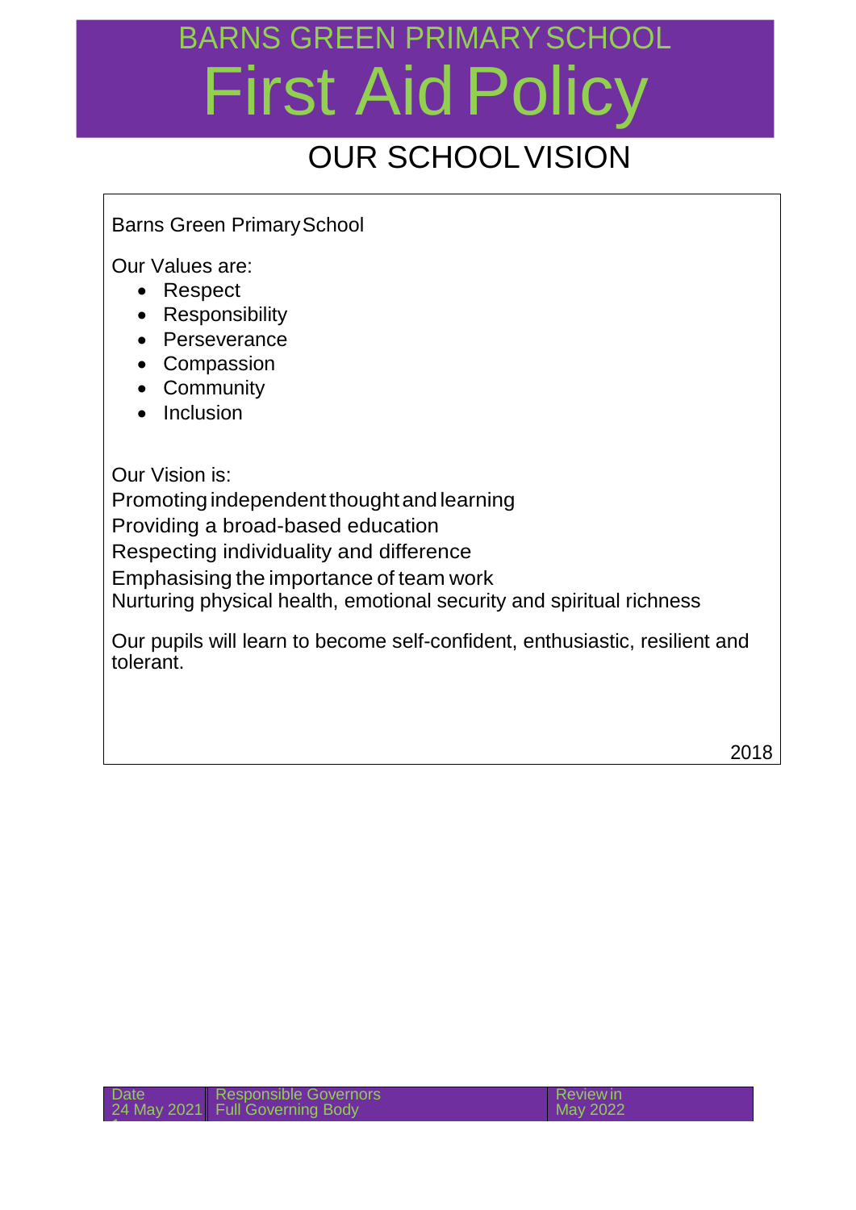# BARNS GREEN PRIMARY SCHOOL

# First Aid Policy

## OUR SCHOOL VISION

Barns Green Primary School

Our Values are:

- Respect
- Responsibility
- Perseverance
- Compassion
- Community
- Inclusion

Our Vision is:

Promoting independent thought and learning

Providing a broad-based education

Respecting individuality and difference

Emphasising the importance of team work

Nurturing physical health, emotional security and spiritual richness

Our pupils will learn to become self-confident, enthusiastic, resilient and tolerant.

2018

| Date | Responsible Governors | Review in |
| --- | --- | --- |
| 24 May 2021 | Full Governing Body | May 2022 |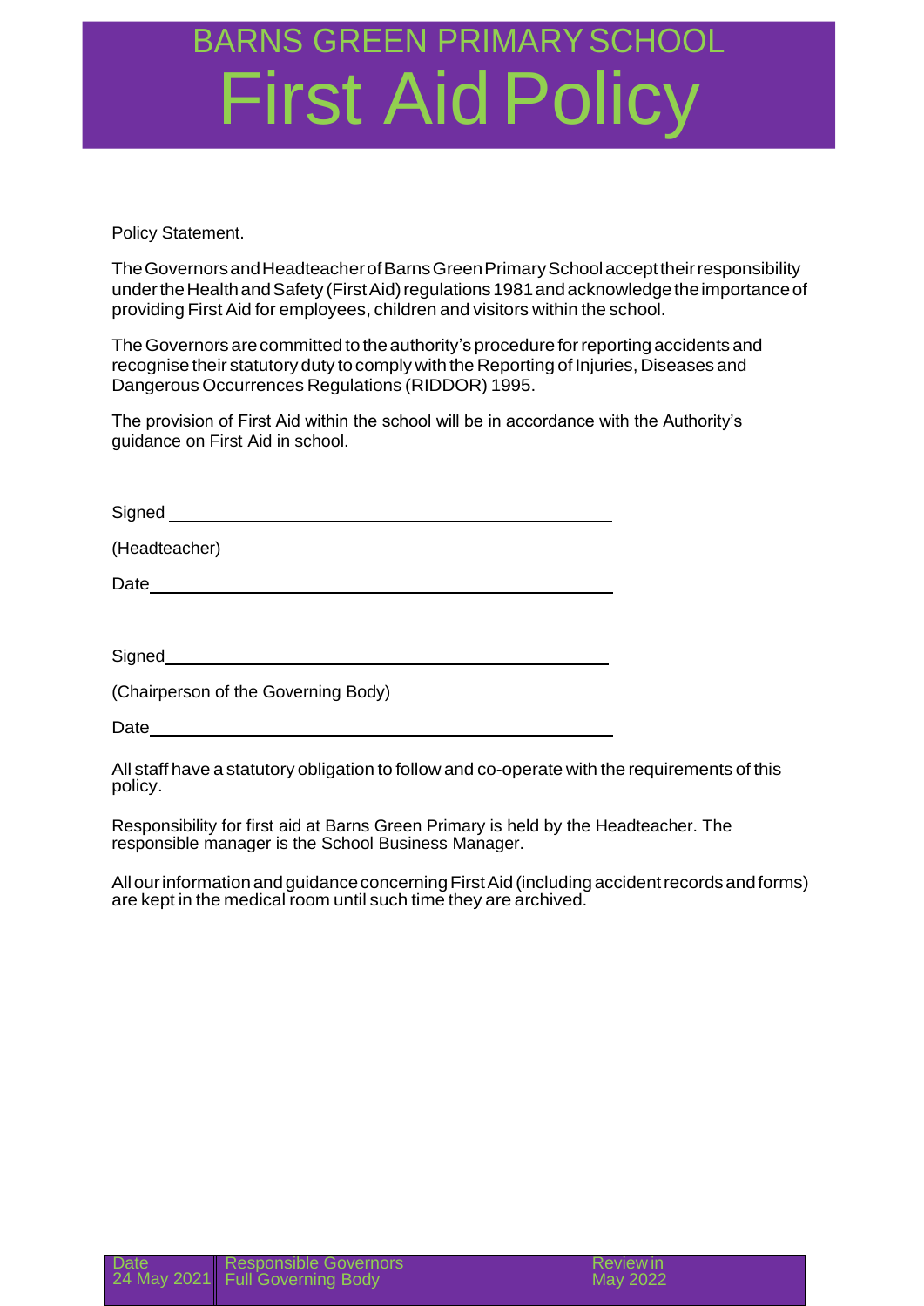# BARNS GREEN PRIMARY SCHOOL

# First Aid Policy

Policy Statement.

The Governors and Headteacher of Barns Green Primary School accept their responsibility under the Health and Safety (First Aid) regulations 1981 and acknowledge the importance of providing First Aid for employees, children and visitors within the school.

The Governors are committed to the authority's procedure for reporting accidents and recognise their statutory duty to comply with the Reporting of Injuries, Diseases and Dangerous Occurrences Regulations (RIDDOR) 1995.

The provision of First Aid within the school will be in accordance with the Authority's guidance on First Aid in school.

Signed ______________________________

(Headteacher)

Date ______________________________

Signed ______________________________

(Chairperson of the Governing Body)

Date ______________________________

All staff have a statutory obligation to follow and co-operate with the requirements of this policy.

Responsibility for first aid at Barns Green Primary is held by the Headteacher. The responsible manager is the School Business Manager.

All our information and guidance concerning First Aid (including accident records and forms) are kept in the medical room until such time they are archived.

| Date | Responsible Governors | Review in |
|---|---|---|
| 24 May 2021 | Full Governing Body | May 2022 |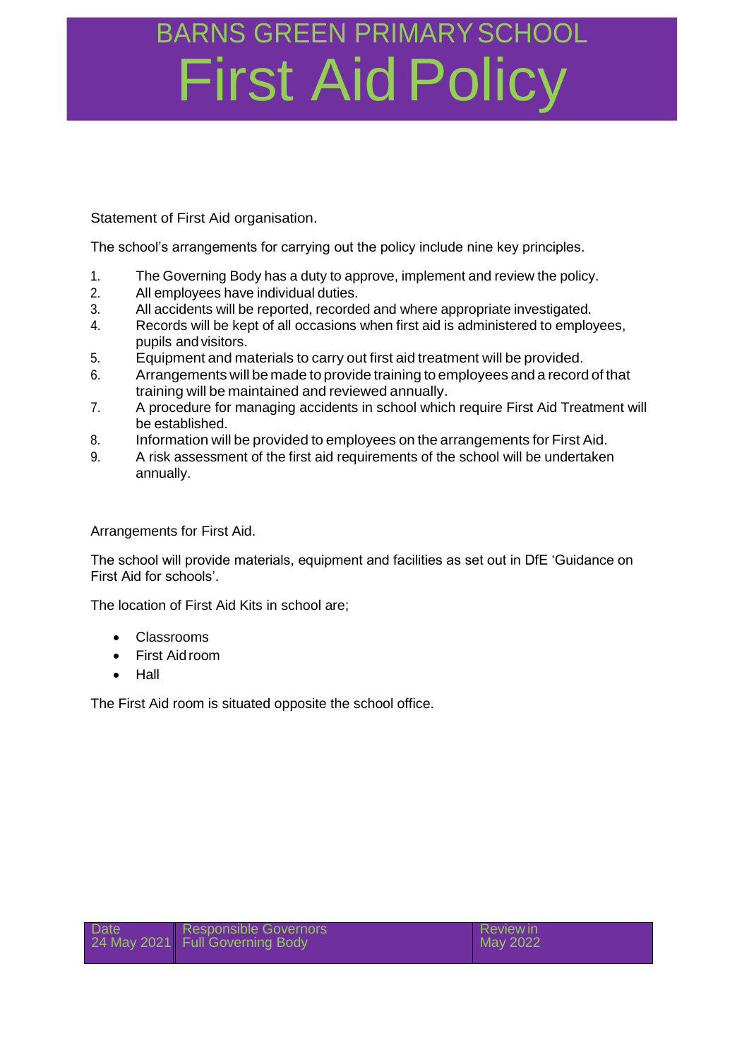# BARNS GREEN PRIMARY SCHOOL

# First Aid Policy

Statement of First Aid organisation.

The school's arrangements for carrying out the policy include nine key principles.

1. The Governing Body has a duty to approve, implement and review the policy.
2. All employees have individual duties.
3. All accidents will be reported, recorded and where appropriate investigated.
4. Records will be kept of all occasions when first aid is administered to employees, pupils and visitors.
5. Equipment and materials to carry out first aid treatment will be provided.
6. Arrangements will be made to provide training to employees and a record of that training will be maintained and reviewed annually.
7. A procedure for managing accidents in school which require First Aid Treatment will be established.
8. Information will be provided to employees on the arrangements for First Aid.
9. A risk assessment of the first aid requirements of the school will be undertaken annually.

Arrangements for First Aid.

The school will provide materials, equipment and facilities as set out in DfE 'Guidance on First Aid for schools'.

The location of First Aid Kits in school are;

- Classrooms
- First Aid room
- Hall

The First Aid room is situated opposite the school office.

| Date | Responsible Governors | Review in |
| --- | --- | --- |
| 24 May 2021 | Full Governing Body | May 2022 |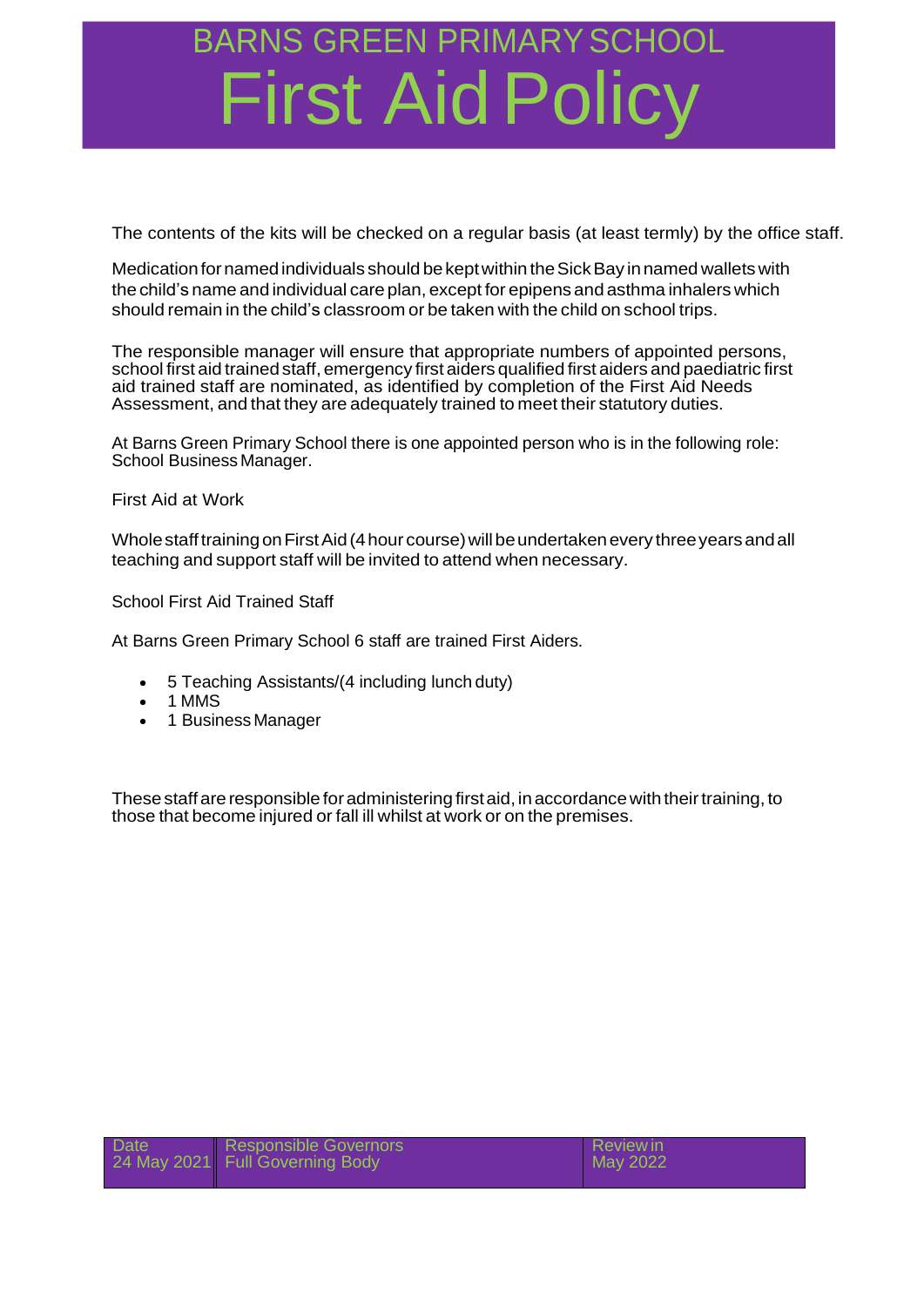The contents of the kits will be checked on a regular basis (at least termly) by the office staff.

Medication for named individuals should be kept within the Sick Bay in named wallets with the child's name and individual care plan, except for epipens and asthma inhalers which should remain in the child's classroom or be taken with the child on school trips.

The responsible manager will ensure that appropriate numbers of appointed persons, school first aid trained staff, emergency first aiders qualified first aiders and paediatric first aid trained staff are nominated, as identified by completion of the First Aid Needs Assessment, and that they are adequately trained to meet their statutory duties.

At Barns Green Primary School there is one appointed person who is in the following role: School Business Manager.

First Aid at Work

Whole staff training on First Aid (4 hour course) will be undertaken every three years and all teaching and support staff will be invited to attend when necessary.

School First Aid Trained Staff

At Barns Green Primary School 6 staff are trained First Aiders.

- 5 Teaching Assistants/(4 including lunch duty)
- 1 MMS
- 1 Business Manager

These staff are responsible for administering first aid, in accordance with their training, to those that become injured or fall ill whilst at work or on the premises.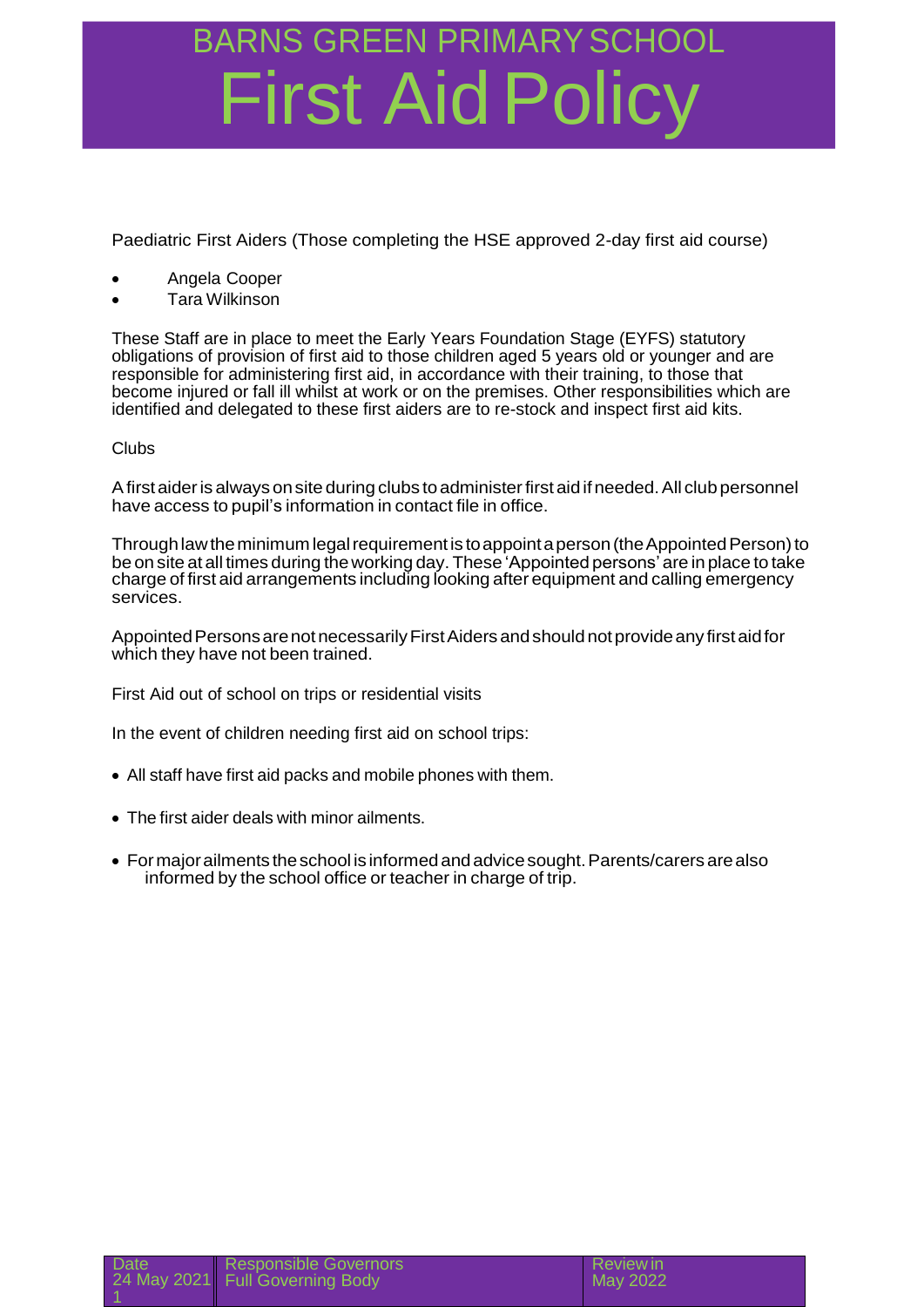# BARNS GREEN PRIMARY SCHOOL

# First Aid Policy

Paediatric First Aiders (Those completing the HSE approved 2-day first aid course)

- Angela Cooper
- Tara Wilkinson

These Staff are in place to meet the Early Years Foundation Stage (EYFS) statutory obligations of provision of first aid to those children aged 5 years old or younger and are responsible for administering first aid, in accordance with their training, to those that become injured or fall ill whilst at work or on the premises. Other responsibilities which are identified and delegated to these first aiders are to re-stock and inspect first aid kits.

Clubs

A first aider is always on site during clubs to administer first aid if needed. All club personnel have access to pupil's information in contact file in office.

Through law the minimum legal requirement is to appoint a person (the Appointed Person) to be on site at all times during the working day. These 'Appointed persons' are in place to take charge of first aid arrangements including looking after equipment and calling emergency services.

Appointed Persons are not necessarily First Aiders and should not provide any first aid for which they have not been trained.

First Aid out of school on trips or residential visits

In the event of children needing first aid on school trips:

- All staff have first aid packs and mobile phones with them.
- The first aider deals with minor ailments.
- For major ailments the school is informed and advice sought. Parents/carers are also informed by the school office or teacher in charge of trip.

| Date | Responsible Governors | Review in |
|---|---|---|
| 24 May 2021 | Full Governing Body | May 2022 |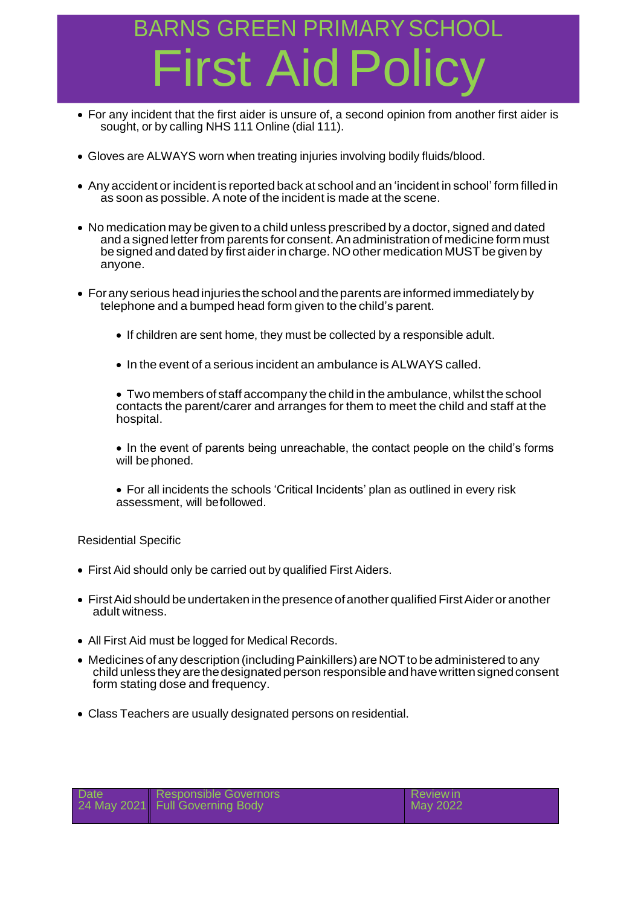- For any incident that the first aider is unsure of, a second opinion from another first aider is sought, or by calling NHS 111 Online (dial 111).
- Gloves are ALWAYS worn when treating injuries involving bodily fluids/blood.
- Any accident or incident is reported back at school and an 'incident in school' form filled in as soon as possible. A note of the incident is made at the scene.
- No medication may be given to a child unless prescribed by a doctor, signed and dated and a signed letter from parents for consent. An administration of medicine form must be signed and dated by first aider in charge. NO other medication MUST be given by anyone.
- For any serious head injuries the school and the parents are informed immediately by telephone and a bumped head form given to the child's parent.
  - If children are sent home, they must be collected by a responsible adult.
  - In the event of a serious incident an ambulance is ALWAYS called.
  - Two members of staff accompany the child in the ambulance, whilst the school contacts the parent/carer and arranges for them to meet the child and staff at the hospital.
  - In the event of parents being unreachable, the contact people on the child's forms will be phoned.
  - For all incidents the schools 'Critical Incidents' plan as outlined in every risk assessment, will befollowed.

Residential Specific

- First Aid should only be carried out by qualified First Aiders.
- First Aid should be undertaken in the presence of another qualified First Aider or another adult witness.
- All First Aid must be logged for Medical Records.
- Medicines of any description (including Painkillers) are NOT to be administered to any child unless they are the designated person responsible and have written signed consent form stating dose and frequency.
- Class Teachers are usually designated persons on residential.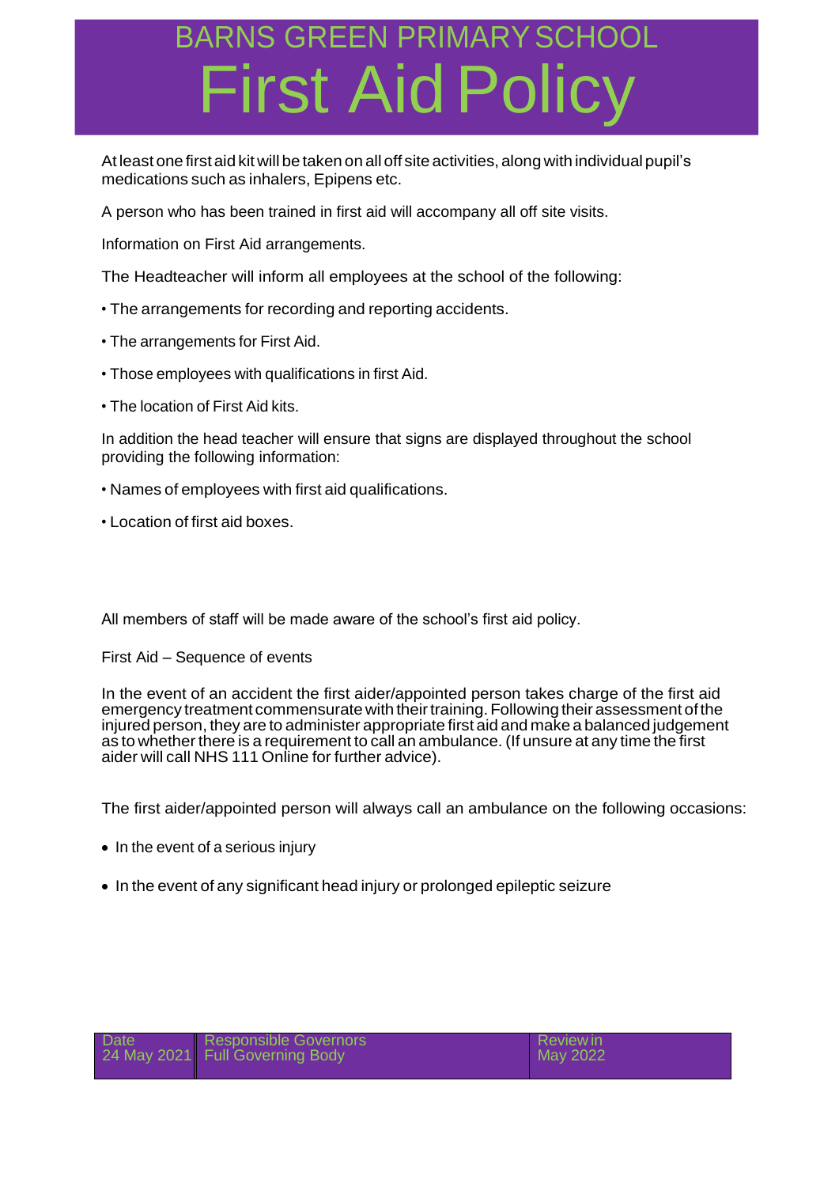At least one first aid kit will be taken on all off site activities, along with individual pupil's medications such as inhalers, Epipens etc.

A person who has been trained in first aid will accompany all off site visits.

Information on First Aid arrangements.

The Headteacher will inform all employees at the school of the following:

- The arrangements for recording and reporting accidents.
- The arrangements for First Aid.
- Those employees with qualifications in first Aid.
- The location of First Aid kits.

In addition the head teacher will ensure that signs are displayed throughout the school providing the following information:

- Names of employees with first aid qualifications.
- Location of first aid boxes.

All members of staff will be made aware of the school's first aid policy.

First Aid – Sequence of events

In the event of an accident the first aider/appointed person takes charge of the first aid emergency treatment commensurate with their training. Following their assessment of the injured person, they are to administer appropriate first aid and make a balanced judgement as to whether there is a requirement to call an ambulance. (If unsure at any time the first aider will call NHS 111 Online for further advice).

The first aider/appointed person will always call an ambulance on the following occasions:

- In the event of a serious injury
- In the event of any significant head injury or prolonged epileptic seizure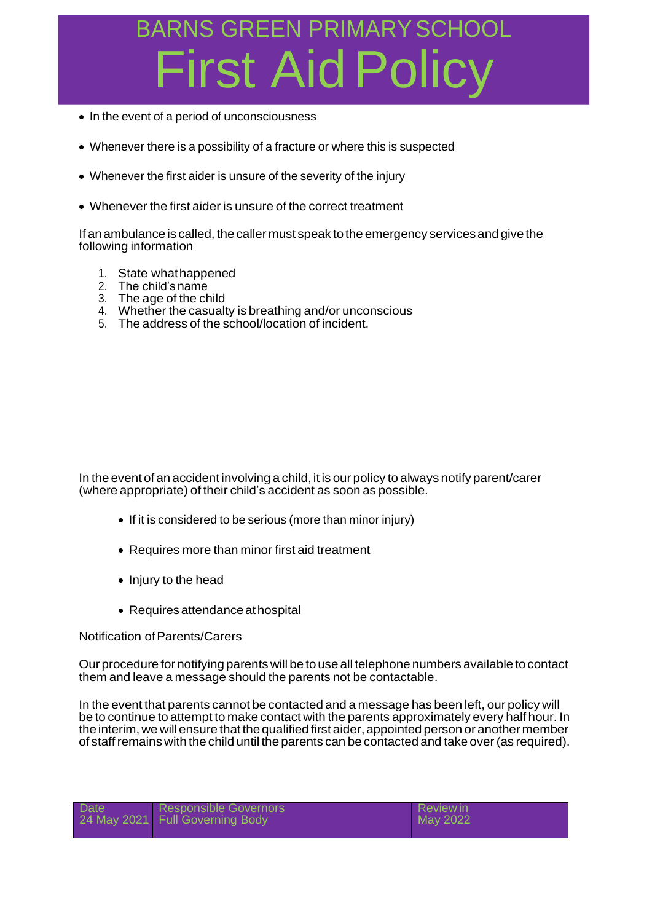- In the event of a period of unconsciousness
- Whenever there is a possibility of a fracture or where this is suspected
- Whenever the first aider is unsure of the severity of the injury
- Whenever the first aider is unsure of the correct treatment

If an ambulance is called, the caller must speak to the emergency services and give the following information

1. State what happened
2. The child's name
3. The age of the child
4. Whether the casualty is breathing and/or unconscious
5. The address of the school/location of incident.

In the event of an accident involving a child, it is our policy to always notify parent/carer (where appropriate) of their child's accident as soon as possible.

- If it is considered to be serious (more than minor injury)
- Requires more than minor first aid treatment
- Injury to the head
- Requires attendance at hospital

Notification of Parents/Carers

Our procedure for notifying parents will be to use all telephone numbers available to contact them and leave a message should the parents not be contactable.

In the event that parents cannot be contacted and a message has been left, our policy will be to continue to attempt to make contact with the parents approximately every half hour. In the interim, we will ensure that the qualified first aider, appointed person or another member of staff remains with the child until the parents can be contacted and take over (as required).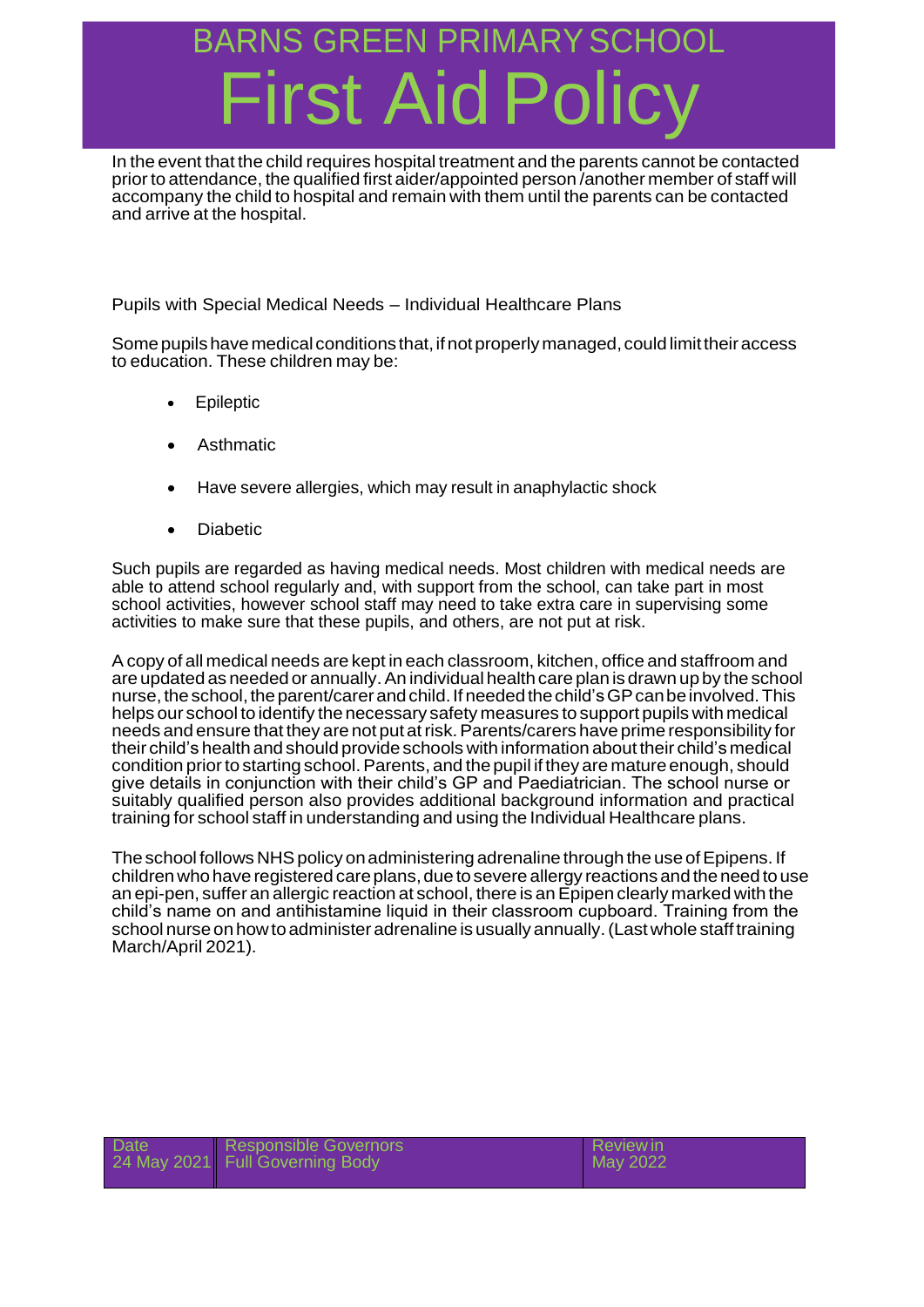In the event that the child requires hospital treatment and the parents cannot be contacted prior to attendance, the qualified first aider/appointed person /another member of staff will accompany the child to hospital and remain with them until the parents can be contacted and arrive at the hospital.

Pupils with Special Medical Needs – Individual Healthcare Plans

Some pupils have medical conditions that, if not properly managed, could limit their access to education. These children may be:

- Epileptic
- Asthmatic
- Have severe allergies, which may result in anaphylactic shock
- Diabetic

Such pupils are regarded as having medical needs. Most children with medical needs are able to attend school regularly and, with support from the school, can take part in most school activities, however school staff may need to take extra care in supervising some activities to make sure that these pupils, and others, are not put at risk.

A copy of all medical needs are kept in each classroom, kitchen, office and staffroom and are updated as needed or annually. An individual health care plan is drawn up by the school nurse, the school, the parent/carer and child. If needed the child's GP can be involved. This helps our school to identify the necessary safety measures to support pupils with medical needs and ensure that they are not put at risk. Parents/carers have prime responsibility for their child's health and should provide schools with information about their child's medical condition prior to starting school. Parents, and the pupil if they are mature enough, should give details in conjunction with their child's GP and Paediatrician. The school nurse or suitably qualified person also provides additional background information and practical training for school staff in understanding and using the Individual Healthcare plans.

The school follows NHS policy on administering adrenaline through the use of Epipens. If children who have registered care plans, due to severe allergy reactions and the need to use an epi-pen, suffer an allergic reaction at school, there is an Epipen clearly marked with the child's name on and antihistamine liquid in their classroom cupboard. Training from the school nurse on how to administer adrenaline is usually annually. (Last whole staff training March/April 2021).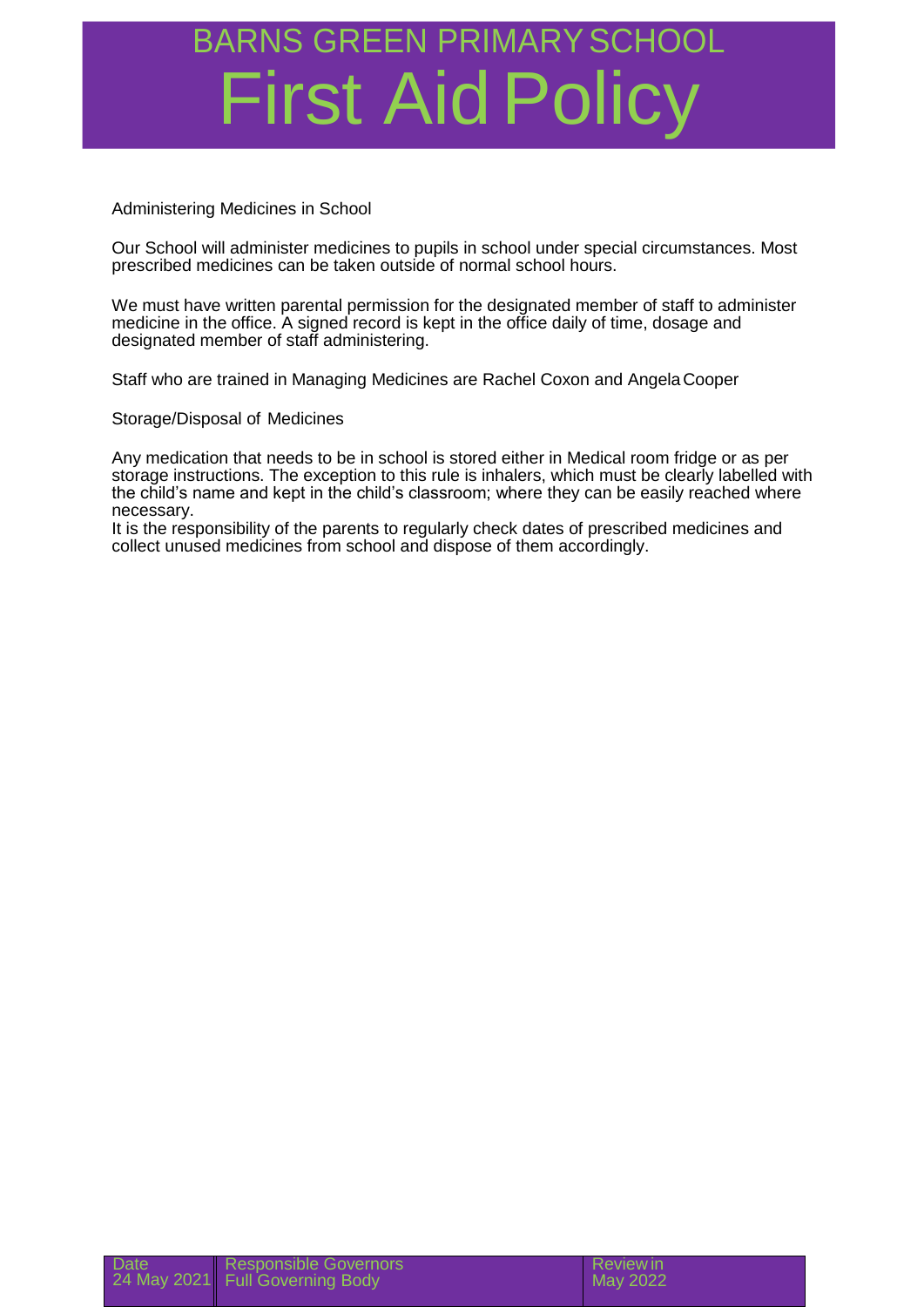# BARNS GREEN PRIMARY SCHOOL

# First Aid Policy

Administering Medicines in School

Our School will administer medicines to pupils in school under special circumstances. Most prescribed medicines can be taken outside of normal school hours.

We must have written parental permission for the designated member of staff to administer medicine in the office. A signed record is kept in the office daily of time, dosage and designated member of staff administering.

Staff who are trained in Managing Medicines are Rachel Coxon and Angela Cooper

Storage/Disposal of Medicines

Any medication that needs to be in school is stored either in Medical room fridge or as per storage instructions. The exception to this rule is inhalers, which must be clearly labelled with the child's name and kept in the child's classroom; where they can be easily reached where necessary.
It is the responsibility of the parents to regularly check dates of prescribed medicines and collect unused medicines from school and dispose of them accordingly.

| Date | Responsible Governors | Review in |
| --- | --- | --- |
| 24 May 2021 | Full Governing Body | May 2022 |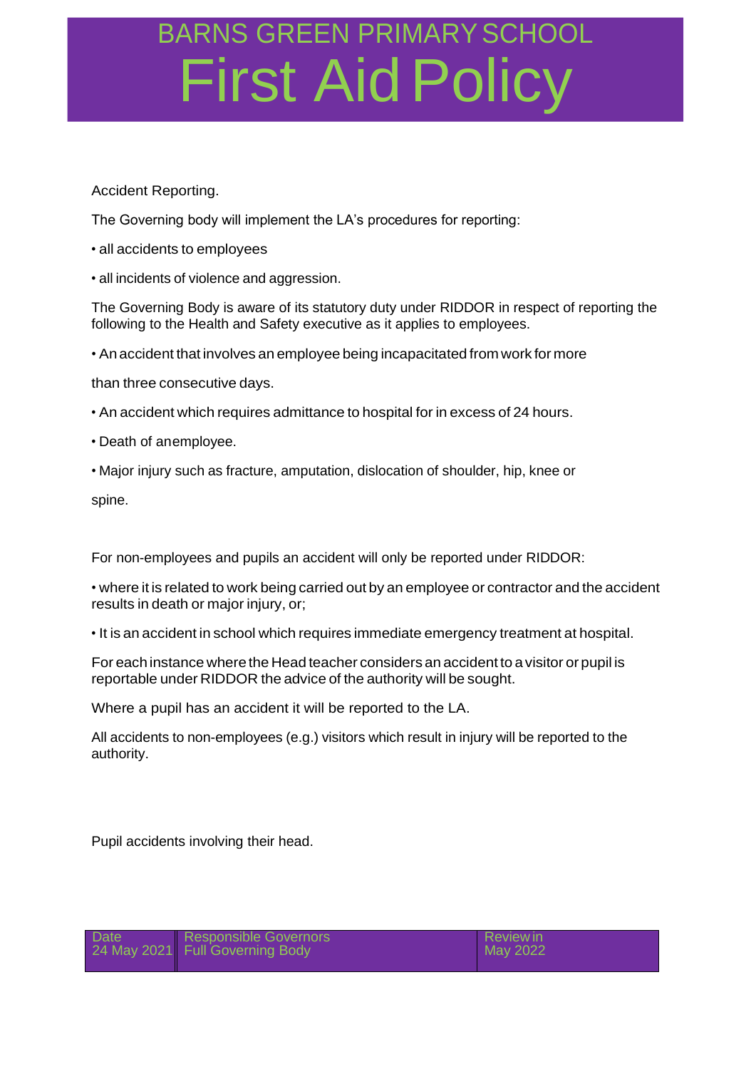Accident Reporting.

The Governing body will implement the LA's procedures for reporting:

- all accidents to employees
- all incidents of violence and aggression.

The Governing Body is aware of its statutory duty under RIDDOR in respect of reporting the following to the Health and Safety executive as it applies to employees.

- An accident that involves an employee being incapacitated from work for more than three consecutive days.
- An accident which requires admittance to hospital for in excess of 24 hours.
- Death of anemployee.
- Major injury such as fracture, amputation, dislocation of shoulder, hip, knee or spine.

For non-employees and pupils an accident will only be reported under RIDDOR:

- where it is related to work being carried out by an employee or contractor and the accident results in death or major injury, or;
- It is an accident in school which requires immediate emergency treatment at hospital.

For each instance where the Head teacher considers an accident to a visitor or pupil is reportable under RIDDOR the advice of the authority will be sought.

Where a pupil has an accident it will be reported to the LA.

All accidents to non-employees (e.g.) visitors which result in injury will be reported to the authority.

Pupil accidents involving their head.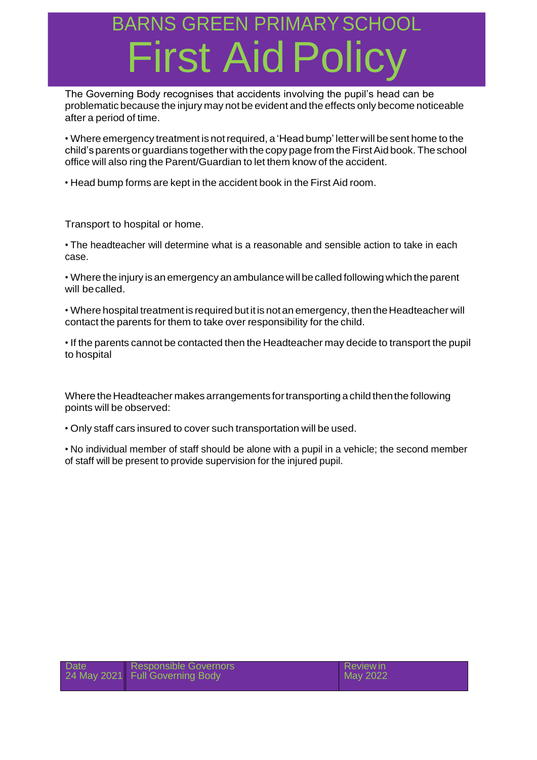# BARNS GREEN PRIMARY SCHOOL

# First Aid Policy

The Governing Body recognises that accidents involving the pupil's head can be problematic because the injury may not be evident and the effects only become noticeable after a period of time.

- Where emergency treatment is not required, a 'Head bump' letter will be sent home to the child's parents or guardians together with the copy page from the First Aid book. The school office will also ring the Parent/Guardian to let them know of the accident.
- Head bump forms are kept in the accident book in the First Aid room.

Transport to hospital or home.

- The headteacher will determine what is a reasonable and sensible action to take in each case.
- Where the injury is an emergency an ambulance will be called following which the parent will be called.
- Where hospital treatment is required but it is not an emergency, then the Headteacher will contact the parents for them to take over responsibility for the child.
- If the parents cannot be contacted then the Headteacher may decide to transport the pupil to hospital

Where the Headteacher makes arrangements for transporting a child then the following points will be observed:

- Only staff cars insured to cover such transportation will be used.
- No individual member of staff should be alone with a pupil in a vehicle; the second member of staff will be present to provide supervision for the injured pupil.

| Date | Responsible Governors | Review in |
| --- | --- | --- |
| 24 May 2021 | Full Governing Body | May 2022 |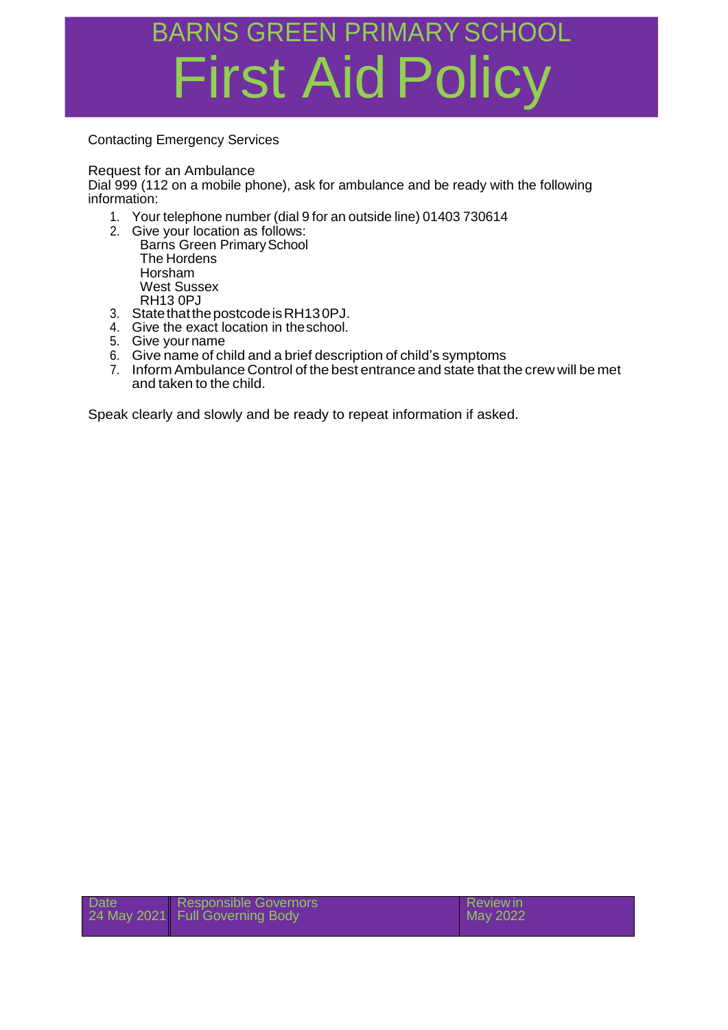# BARNS GREEN PRIMARY SCHOOL

# First Aid Policy

Contacting Emergency Services

Request for an Ambulance

Dial 999 (112 on a mobile phone), ask for ambulance and be ready with the following information:

1. Your telephone number (dial 9 for an outside line) 01403 730614
2. Give your location as follows:
   Barns Green Primary School
   The Hordens
   Horsham
   West Sussex
   RH13 0PJ
3. State that the postcode is RH13 0PJ.
4. Give the exact location in the school.
5. Give your name
6. Give name of child and a brief description of child's symptoms
7. Inform Ambulance Control of the best entrance and state that the crew will be met and taken to the child.

Speak clearly and slowly and be ready to repeat information if asked.

| Date | Responsible Governors | Review in |
|---|---|---|
| 24 May 2021 | Full Governing Body | May 2022 |